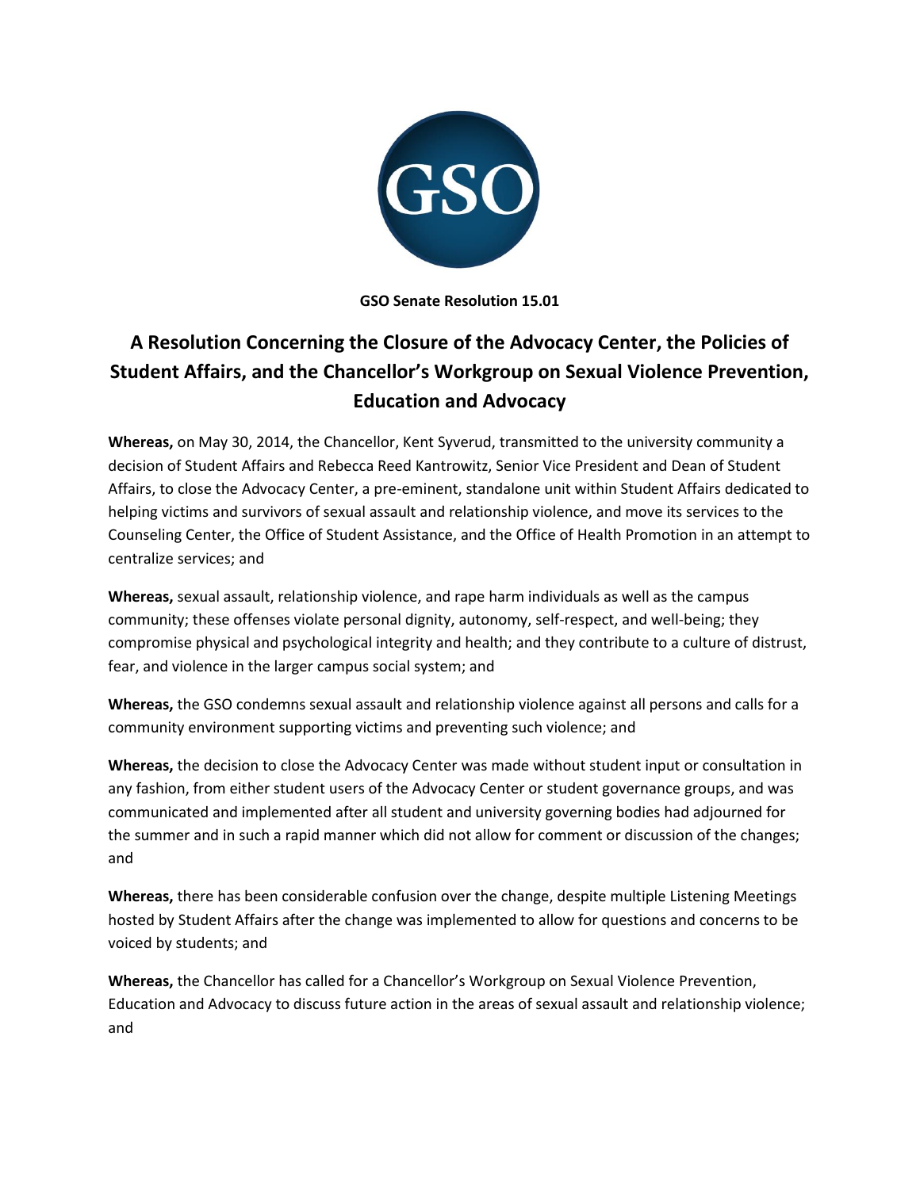**GSO Senate Resolution 15.01**

# A Resolution Concerning the Closure of the Advocacy Center, the Policies of Student Affairs, and the Chancellor's Workgroup on Sexual Violence Prevention, Education and Advocacy

**Whereas,** on May 30, 2014, the Chancellor, Kent Syverud, transmitted to the university community a decision of Student Affairs and Rebecca Reed Kantrowitz, Senior Vice President and Dean of Student Affairs, to close the Advocacy Center, a pre-eminent, standalone unit within Student Affairs dedicated to helping victims and survivors of sexual assault and relationship violence, and move its services to the Counseling Center, the Office of Student Assistance, and the Office of Health Promotion in an attempt to centralize services; and

**Whereas,** sexual assault, relationship violence, and rape harm individuals as well as the campus community; these offenses violate personal dignity, autonomy, self-respect, and well-being; they compromise physical and psychological integrity and health; and they contribute to a culture of distrust, fear, and violence in the larger campus social system; and

**Whereas,** the GSO condemns sexual assault and relationship violence against all persons and calls for a community environment supporting victims and preventing such violence; and

**Whereas,** the decision to close the Advocacy Center was made without student input or consultation in any fashion, from either student users of the Advocacy Center or student governance groups, and was communicated and implemented after all student and university governing bodies had adjourned for the summer and in such a rapid manner which did not allow for comment or discussion of the changes; and

**Whereas,** there has been considerable confusion over the change, despite multiple Listening Meetings hosted by Student Affairs after the change was implemented to allow for questions and concerns to be voiced by students; and

**Whereas,** the Chancellor has called for a Chancellor's Workgroup on Sexual Violence Prevention, Education and Advocacy to discuss future action in the areas of sexual assault and relationship violence; and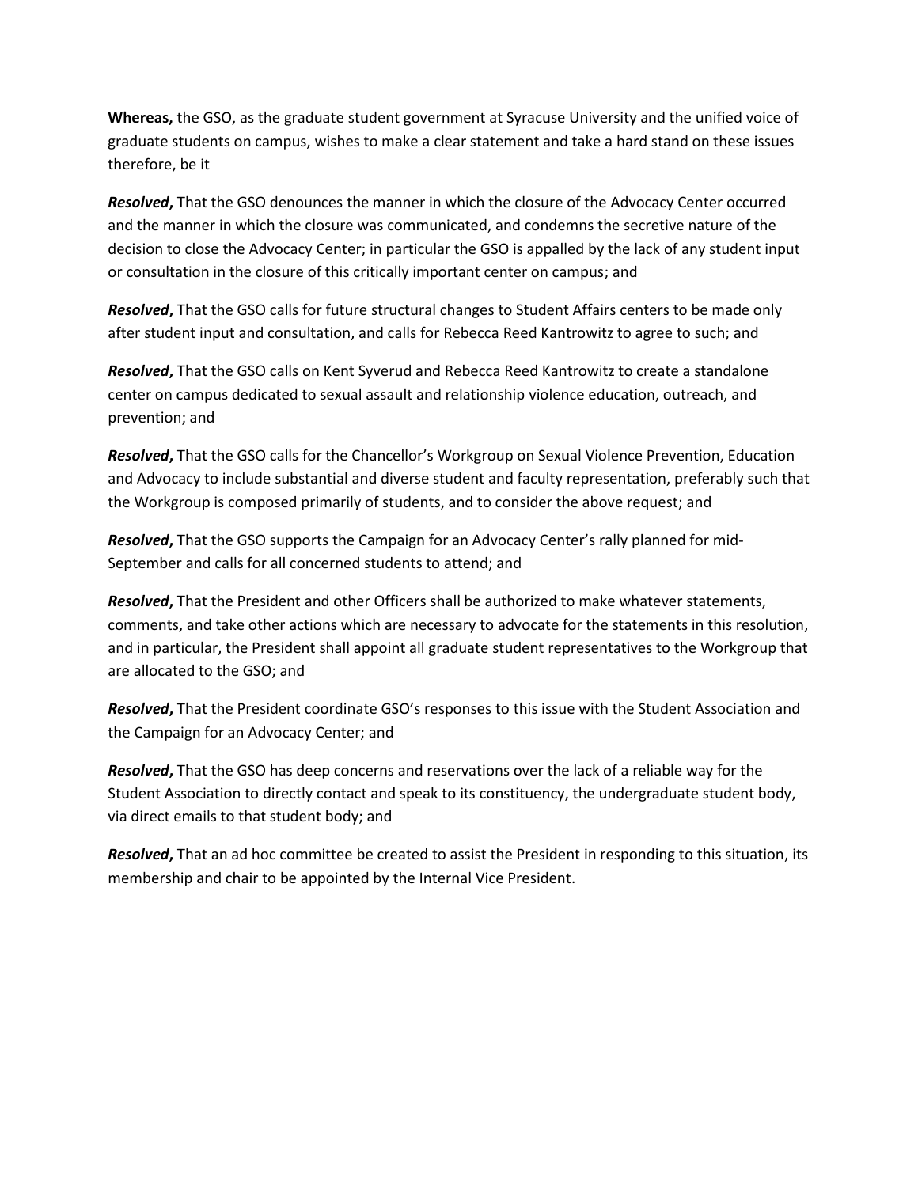**Whereas,** the GSO, as the graduate student government at Syracuse University and the unified voice of graduate students on campus, wishes to make a clear statement and take a hard stand on these issues therefore, be it

***Resolved*,** That the GSO denounces the manner in which the closure of the Advocacy Center occurred and the manner in which the closure was communicated, and condemns the secretive nature of the decision to close the Advocacy Center; in particular the GSO is appalled by the lack of any student input or consultation in the closure of this critically important center on campus; and

***Resolved*,** That the GSO calls for future structural changes to Student Affairs centers to be made only after student input and consultation, and calls for Rebecca Reed Kantrowitz to agree to such; and

***Resolved*,** That the GSO calls on Kent Syverud and Rebecca Reed Kantrowitz to create a standalone center on campus dedicated to sexual assault and relationship violence education, outreach, and prevention; and

***Resolved*,** That the GSO calls for the Chancellor's Workgroup on Sexual Violence Prevention, Education and Advocacy to include substantial and diverse student and faculty representation, preferably such that the Workgroup is composed primarily of students, and to consider the above request; and

***Resolved*,** That the GSO supports the Campaign for an Advocacy Center's rally planned for mid-September and calls for all concerned students to attend; and

***Resolved*,** That the President and other Officers shall be authorized to make whatever statements, comments, and take other actions which are necessary to advocate for the statements in this resolution, and in particular, the President shall appoint all graduate student representatives to the Workgroup that are allocated to the GSO; and

***Resolved*,** That the President coordinate GSO's responses to this issue with the Student Association and the Campaign for an Advocacy Center; and

***Resolved*,** That the GSO has deep concerns and reservations over the lack of a reliable way for the Student Association to directly contact and speak to its constituency, the undergraduate student body, via direct emails to that student body; and

***Resolved*,** That an ad hoc committee be created to assist the President in responding to this situation, its membership and chair to be appointed by the Internal Vice President.